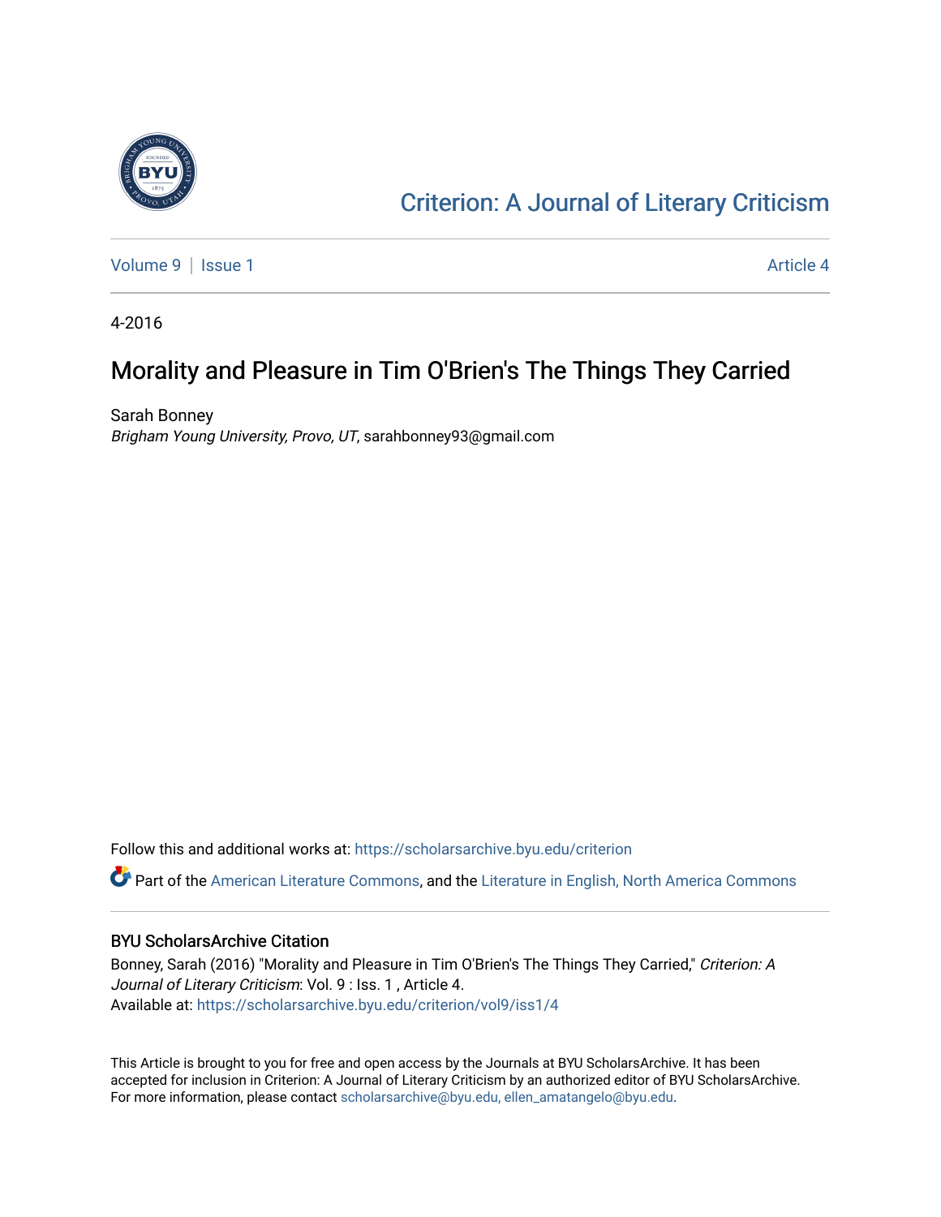[Criterion: A Journal of Literary Criticism](https://scholarsarchive.byu.edu/criterion)

Volume 9 | Issue 1 Article 4

4-2016

# Morality and Pleasure in Tim O'Brien's The Things They Carried

Sarah Bonney
*Brigham Young University, Provo, UT*, sarahbonney93@gmail.com

Follow this and additional works at: https://scholarsarchive.byu.edu/criterion

Part of the American Literature Commons, and the Literature in English, North America Commons

## BYU ScholarsArchive Citation

Bonney, Sarah (2016) "Morality and Pleasure in Tim O'Brien's The Things They Carried," *Criterion: A Journal of Literary Criticism*: Vol. 9 : Iss. 1 , Article 4.
Available at: https://scholarsarchive.byu.edu/criterion/vol9/iss1/4

This Article is brought to you for free and open access by the Journals at BYU ScholarsArchive. It has been accepted for inclusion in Criterion: A Journal of Literary Criticism by an authorized editor of BYU ScholarsArchive. For more information, please contact scholarsarchive@byu.edu, ellen_amatangelo@byu.edu.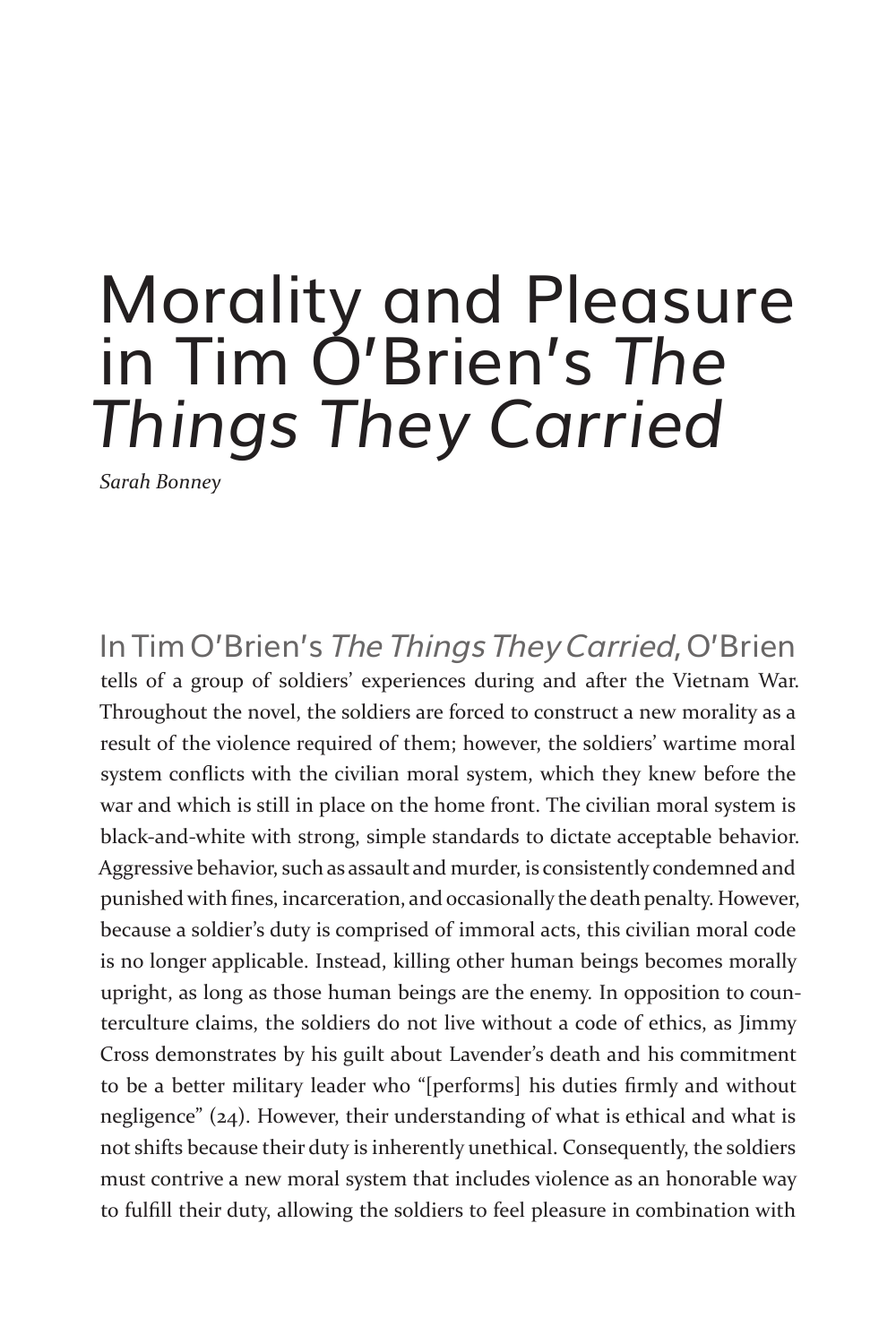# Morality and Pleasure in Tim O'Brien's *The Things They Carried*

*Sarah Bonney*

In Tim O'Brien's *The Things They Carried,* O'Brien tells of a group of soldiers' experiences during and after the Vietnam War. Throughout the novel, the soldiers are forced to construct a new morality as a result of the violence required of them; however, the soldiers' wartime moral system conflicts with the civilian moral system, which they knew before the war and which is still in place on the home front. The civilian moral system is black-and-white with strong, simple standards to dictate acceptable behavior. Aggressive behavior, such as assault and murder, is consistently condemned and punished with fines, incarceration, and occasionally the death penalty. However, because a soldier's duty is comprised of immoral acts, this civilian moral code is no longer applicable. Instead, killing other human beings becomes morally upright, as long as those human beings are the enemy. In opposition to counterculture claims, the soldiers do not live without a code of ethics, as Jimmy Cross demonstrates by his guilt about Lavender's death and his commitment to be a better military leader who "[performs] his duties firmly and without negligence" (24). However, their understanding of what is ethical and what is not shifts because their duty is inherently unethical. Consequently, the soldiers must contrive a new moral system that includes violence as an honorable way to fulfill their duty, allowing the soldiers to feel pleasure in combination with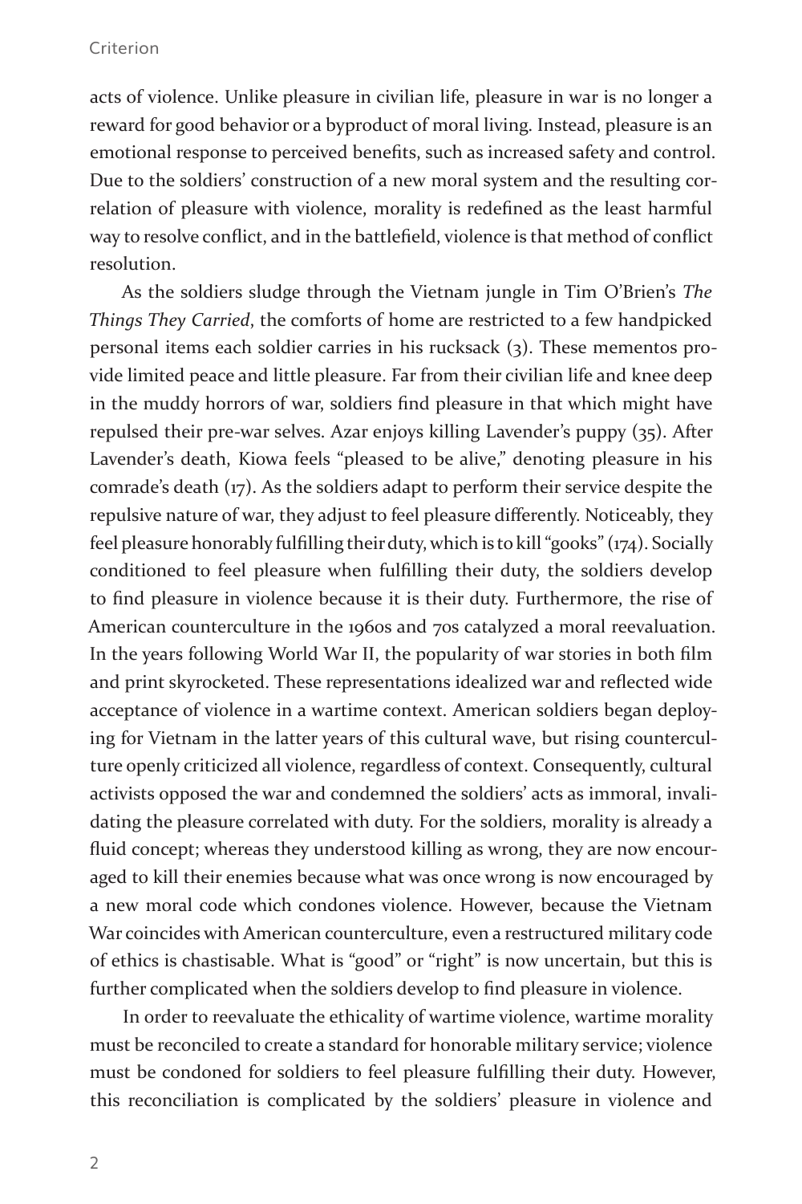acts of violence. Unlike pleasure in civilian life, pleasure in war is no longer a reward for good behavior or a byproduct of moral living. Instead, pleasure is an emotional response to perceived benefits, such as increased safety and control. Due to the soldiers' construction of a new moral system and the resulting correlation of pleasure with violence, morality is redefined as the least harmful way to resolve conflict, and in the battlefield, violence is that method of conflict resolution.

As the soldiers sludge through the Vietnam jungle in Tim O'Brien's *The Things They Carried*, the comforts of home are restricted to a few handpicked personal items each soldier carries in his rucksack (3). These mementos provide limited peace and little pleasure. Far from their civilian life and knee deep in the muddy horrors of war, soldiers find pleasure in that which might have repulsed their pre-war selves. Azar enjoys killing Lavender's puppy (35). After Lavender's death, Kiowa feels "pleased to be alive," denoting pleasure in his comrade's death (17). As the soldiers adapt to perform their service despite the repulsive nature of war, they adjust to feel pleasure differently. Noticeably, they feel pleasure honorably fulfilling their duty, which is to kill "gooks" (174). Socially conditioned to feel pleasure when fulfilling their duty, the soldiers develop to find pleasure in violence because it is their duty. Furthermore, the rise of American counterculture in the 1960s and 70s catalyzed a moral reevaluation. In the years following World War II, the popularity of war stories in both film and print skyrocketed. These representations idealized war and reflected wide acceptance of violence in a wartime context. American soldiers began deploying for Vietnam in the latter years of this cultural wave, but rising counterculture openly criticized all violence, regardless of context. Consequently, cultural activists opposed the war and condemned the soldiers' acts as immoral, invalidating the pleasure correlated with duty. For the soldiers, morality is already a fluid concept; whereas they understood killing as wrong, they are now encouraged to kill their enemies because what was once wrong is now encouraged by a new moral code which condones violence. However, because the Vietnam War coincides with American counterculture, even a restructured military code of ethics is chastisable. What is "good" or "right" is now uncertain, but this is further complicated when the soldiers develop to find pleasure in violence.

In order to reevaluate the ethicality of wartime violence, wartime morality must be reconciled to create a standard for honorable military service; violence must be condoned for soldiers to feel pleasure fulfilling their duty. However, this reconciliation is complicated by the soldiers' pleasure in violence and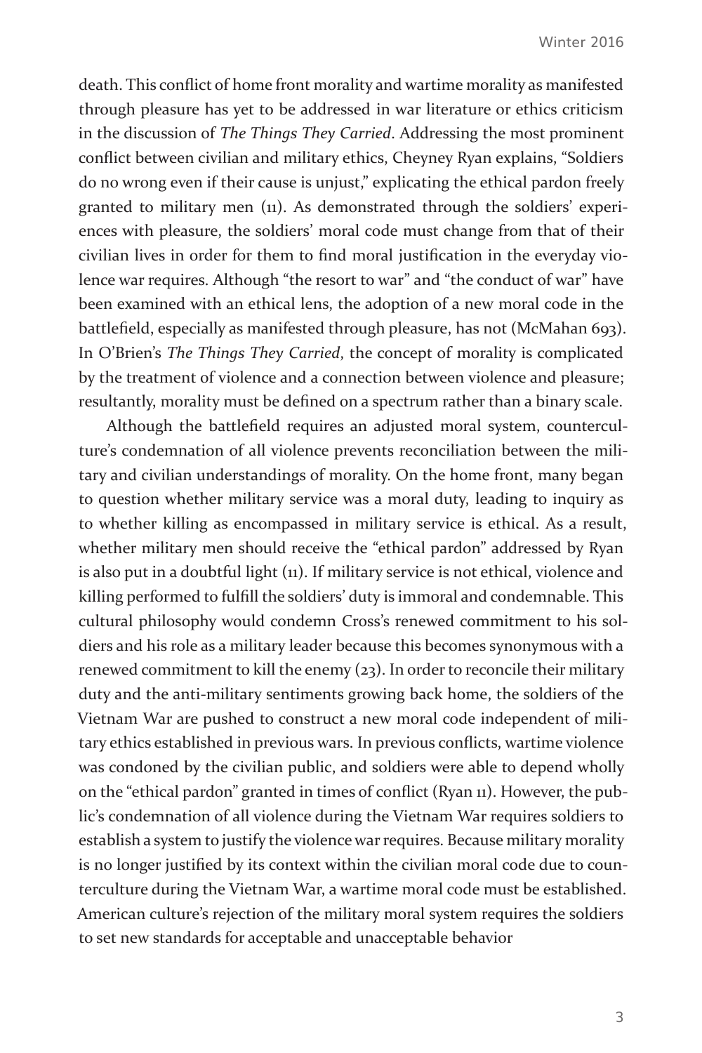death. This conflict of home front morality and wartime morality as manifested through pleasure has yet to be addressed in war literature or ethics criticism in the discussion of *The Things They Carried*. Addressing the most prominent conflict between civilian and military ethics, Cheyney Ryan explains, "Soldiers do no wrong even if their cause is unjust," explicating the ethical pardon freely granted to military men (11). As demonstrated through the soldiers' experiences with pleasure, the soldiers' moral code must change from that of their civilian lives in order for them to find moral justification in the everyday violence war requires. Although "the resort to war" and "the conduct of war" have been examined with an ethical lens, the adoption of a new moral code in the battlefield, especially as manifested through pleasure, has not (McMahan 693). In O'Brien's *The Things They Carried*, the concept of morality is complicated by the treatment of violence and a connection between violence and pleasure; resultantly, morality must be defined on a spectrum rather than a binary scale.

Although the battlefield requires an adjusted moral system, counterculture's condemnation of all violence prevents reconciliation between the military and civilian understandings of morality. On the home front, many began to question whether military service was a moral duty, leading to inquiry as to whether killing as encompassed in military service is ethical. As a result, whether military men should receive the "ethical pardon" addressed by Ryan is also put in a doubtful light (11). If military service is not ethical, violence and killing performed to fulfill the soldiers' duty is immoral and condemnable. This cultural philosophy would condemn Cross's renewed commitment to his soldiers and his role as a military leader because this becomes synonymous with a renewed commitment to kill the enemy (23). In order to reconcile their military duty and the anti-military sentiments growing back home, the soldiers of the Vietnam War are pushed to construct a new moral code independent of military ethics established in previous wars. In previous conflicts, wartime violence was condoned by the civilian public, and soldiers were able to depend wholly on the "ethical pardon" granted in times of conflict (Ryan 11). However, the public's condemnation of all violence during the Vietnam War requires soldiers to establish a system to justify the violence war requires. Because military morality is no longer justified by its context within the civilian moral code due to counterculture during the Vietnam War, a wartime moral code must be established. American culture's rejection of the military moral system requires the soldiers to set new standards for acceptable and unacceptable behavior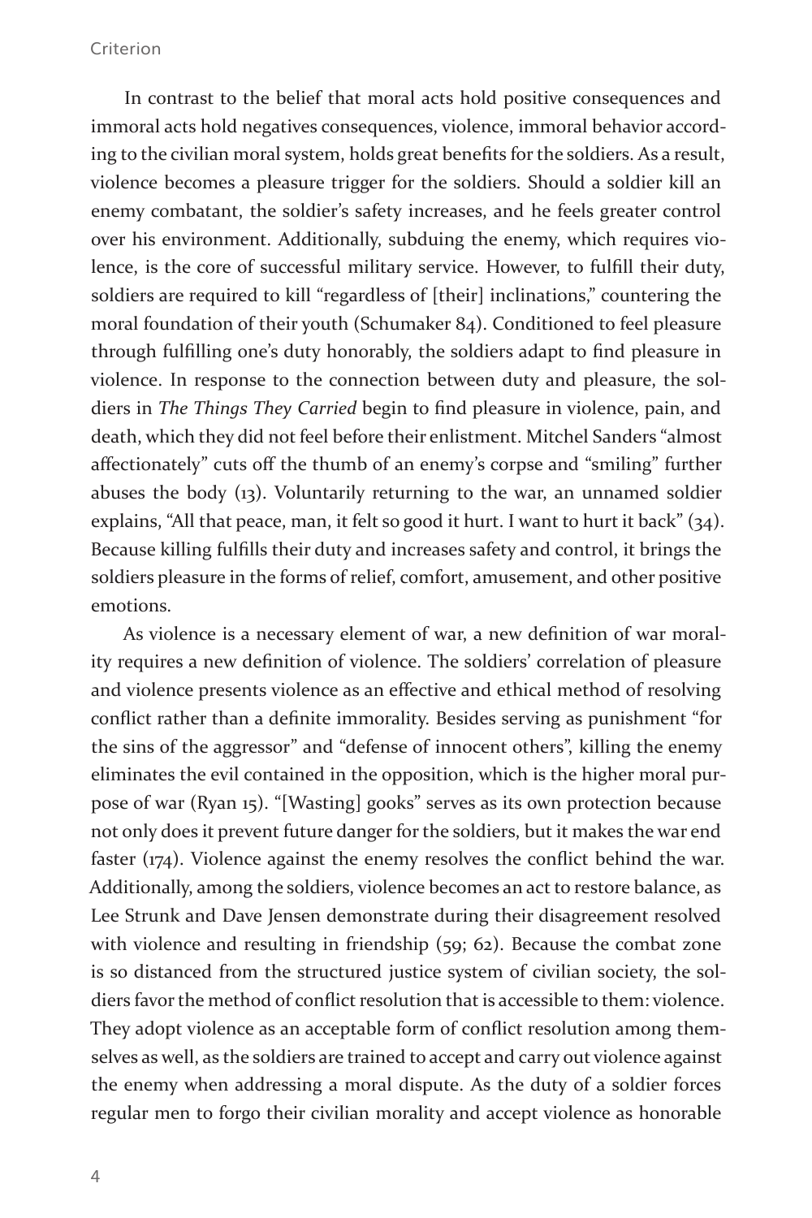In contrast to the belief that moral acts hold positive consequences and immoral acts hold negatives consequences, violence, immoral behavior according to the civilian moral system, holds great benefits for the soldiers. As a result, violence becomes a pleasure trigger for the soldiers. Should a soldier kill an enemy combatant, the soldier's safety increases, and he feels greater control over his environment. Additionally, subduing the enemy, which requires violence, is the core of successful military service. However, to fulfill their duty, soldiers are required to kill "regardless of [their] inclinations," countering the moral foundation of their youth (Schumaker 84). Conditioned to feel pleasure through fulfilling one's duty honorably, the soldiers adapt to find pleasure in violence. In response to the connection between duty and pleasure, the soldiers in *The Things They Carried* begin to find pleasure in violence, pain, and death, which they did not feel before their enlistment. Mitchel Sanders "almost affectionately" cuts off the thumb of an enemy's corpse and "smiling" further abuses the body (13). Voluntarily returning to the war, an unnamed soldier explains, "All that peace, man, it felt so good it hurt. I want to hurt it back" (34). Because killing fulfills their duty and increases safety and control, it brings the soldiers pleasure in the forms of relief, comfort, amusement, and other positive emotions.

As violence is a necessary element of war, a new definition of war morality requires a new definition of violence. The soldiers' correlation of pleasure and violence presents violence as an effective and ethical method of resolving conflict rather than a definite immorality. Besides serving as punishment "for the sins of the aggressor" and "defense of innocent others", killing the enemy eliminates the evil contained in the opposition, which is the higher moral purpose of war (Ryan 15). "[Wasting] gooks" serves as its own protection because not only does it prevent future danger for the soldiers, but it makes the war end faster (174). Violence against the enemy resolves the conflict behind the war. Additionally, among the soldiers, violence becomes an act to restore balance, as Lee Strunk and Dave Jensen demonstrate during their disagreement resolved with violence and resulting in friendship (59; 62). Because the combat zone is so distanced from the structured justice system of civilian society, the soldiers favor the method of conflict resolution that is accessible to them: violence. They adopt violence as an acceptable form of conflict resolution among themselves as well, as the soldiers are trained to accept and carry out violence against the enemy when addressing a moral dispute. As the duty of a soldier forces regular men to forgo their civilian morality and accept violence as honorable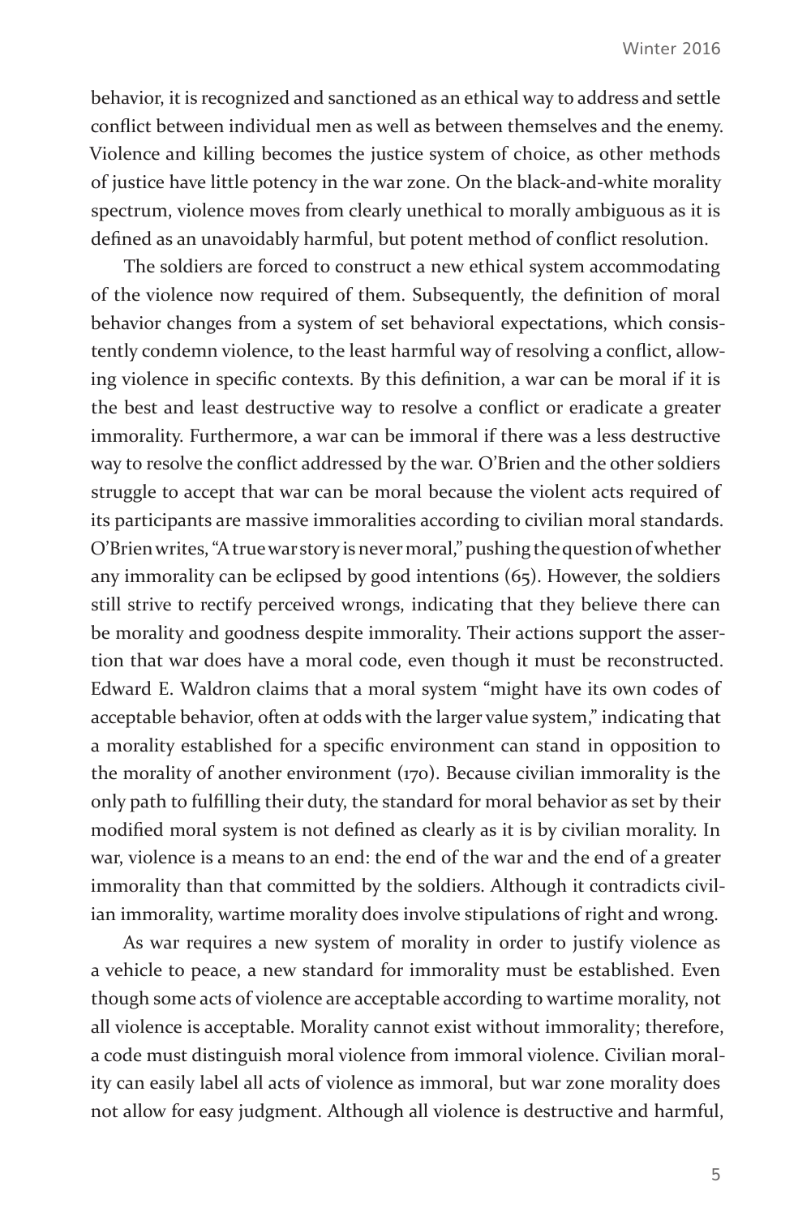behavior, it is recognized and sanctioned as an ethical way to address and settle conflict between individual men as well as between themselves and the enemy. Violence and killing becomes the justice system of choice, as other methods of justice have little potency in the war zone. On the black-and-white morality spectrum, violence moves from clearly unethical to morally ambiguous as it is defined as an unavoidably harmful, but potent method of conflict resolution.

The soldiers are forced to construct a new ethical system accommodating of the violence now required of them. Subsequently, the definition of moral behavior changes from a system of set behavioral expectations, which consistently condemn violence, to the least harmful way of resolving a conflict, allowing violence in specific contexts. By this definition, a war can be moral if it is the best and least destructive way to resolve a conflict or eradicate a greater immorality. Furthermore, a war can be immoral if there was a less destructive way to resolve the conflict addressed by the war. O'Brien and the other soldiers struggle to accept that war can be moral because the violent acts required of its participants are massive immoralities according to civilian moral standards. O'Brien writes, "A true war story is never moral," pushing the question of whether any immorality can be eclipsed by good intentions (65). However, the soldiers still strive to rectify perceived wrongs, indicating that they believe there can be morality and goodness despite immorality. Their actions support the assertion that war does have a moral code, even though it must be reconstructed. Edward E. Waldron claims that a moral system "might have its own codes of acceptable behavior, often at odds with the larger value system," indicating that a morality established for a specific environment can stand in opposition to the morality of another environment (170). Because civilian immorality is the only path to fulfilling their duty, the standard for moral behavior as set by their modified moral system is not defined as clearly as it is by civilian morality. In war, violence is a means to an end: the end of the war and the end of a greater immorality than that committed by the soldiers. Although it contradicts civilian immorality, wartime morality does involve stipulations of right and wrong.

As war requires a new system of morality in order to justify violence as a vehicle to peace, a new standard for immorality must be established. Even though some acts of violence are acceptable according to wartime morality, not all violence is acceptable. Morality cannot exist without immorality; therefore, a code must distinguish moral violence from immoral violence. Civilian morality can easily label all acts of violence as immoral, but war zone morality does not allow for easy judgment. Although all violence is destructive and harmful,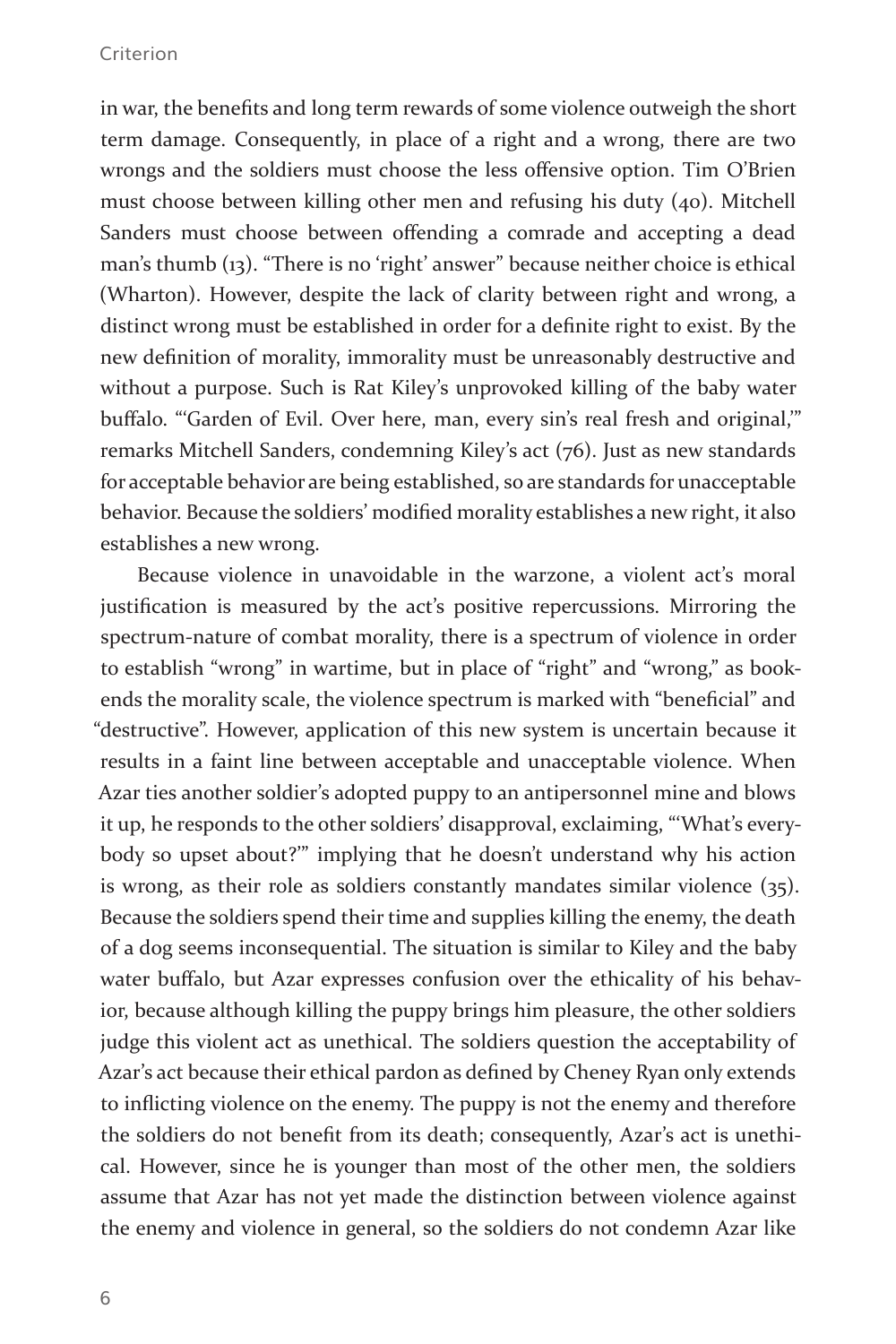in war, the benefits and long term rewards of some violence outweigh the short term damage. Consequently, in place of a right and a wrong, there are two wrongs and the soldiers must choose the less offensive option. Tim O'Brien must choose between killing other men and refusing his duty (40). Mitchell Sanders must choose between offending a comrade and accepting a dead man's thumb (13). "There is no 'right' answer" because neither choice is ethical (Wharton). However, despite the lack of clarity between right and wrong, a distinct wrong must be established in order for a definite right to exist. By the new definition of morality, immorality must be unreasonably destructive and without a purpose. Such is Rat Kiley's unprovoked killing of the baby water buffalo. "'Garden of Evil. Over here, man, every sin's real fresh and original,'" remarks Mitchell Sanders, condemning Kiley's act (76). Just as new standards for acceptable behavior are being established, so are standards for unacceptable behavior. Because the soldiers' modified morality establishes a new right, it also establishes a new wrong.

Because violence in unavoidable in the warzone, a violent act's moral justification is measured by the act's positive repercussions. Mirroring the spectrum-nature of combat morality, there is a spectrum of violence in order to establish "wrong" in wartime, but in place of "right" and "wrong," as book-ends the morality scale, the violence spectrum is marked with "beneficial" and "destructive". However, application of this new system is uncertain because it results in a faint line between acceptable and unacceptable violence. When Azar ties another soldier's adopted puppy to an antipersonnel mine and blows it up, he responds to the other soldiers' disapproval, exclaiming, "'What's every-body so upset about?'" implying that he doesn't understand why his action is wrong, as their role as soldiers constantly mandates similar violence (35). Because the soldiers spend their time and supplies killing the enemy, the death of a dog seems inconsequential. The situation is similar to Kiley and the baby water buffalo, but Azar expresses confusion over the ethicality of his behavior, because although killing the puppy brings him pleasure, the other soldiers judge this violent act as unethical. The soldiers question the acceptability of Azar's act because their ethical pardon as defined by Cheney Ryan only extends to inflicting violence on the enemy. The puppy is not the enemy and therefore the soldiers do not benefit from its death; consequently, Azar's act is unethical. However, since he is younger than most of the other men, the soldiers assume that Azar has not yet made the distinction between violence against the enemy and violence in general, so the soldiers do not condemn Azar like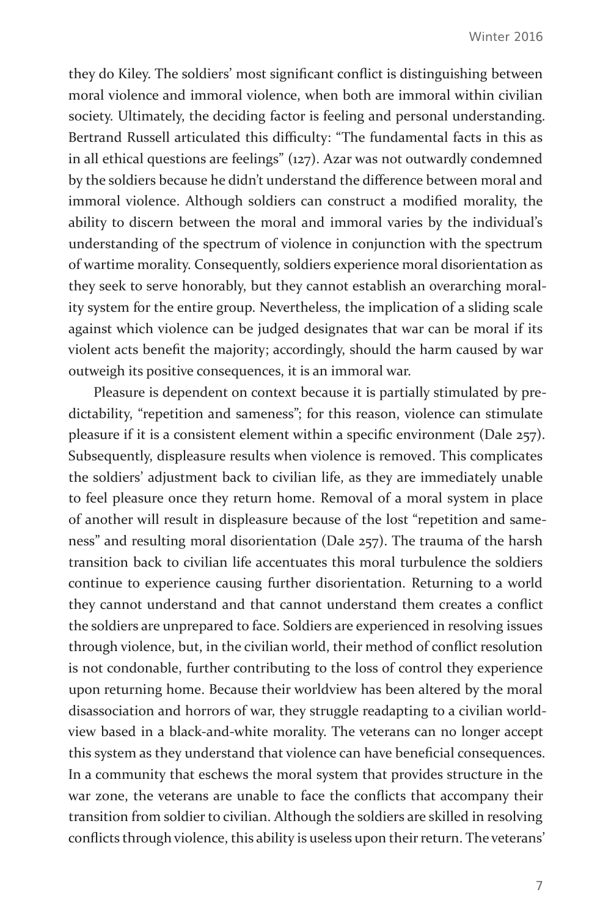they do Kiley. The soldiers' most significant conflict is distinguishing between moral violence and immoral violence, when both are immoral within civilian society. Ultimately, the deciding factor is feeling and personal understanding. Bertrand Russell articulated this difficulty: "The fundamental facts in this as in all ethical questions are feelings" (127). Azar was not outwardly condemned by the soldiers because he didn't understand the difference between moral and immoral violence. Although soldiers can construct a modified morality, the ability to discern between the moral and immoral varies by the individual's understanding of the spectrum of violence in conjunction with the spectrum of wartime morality. Consequently, soldiers experience moral disorientation as they seek to serve honorably, but they cannot establish an overarching morality system for the entire group. Nevertheless, the implication of a sliding scale against which violence can be judged designates that war can be moral if its violent acts benefit the majority; accordingly, should the harm caused by war outweigh its positive consequences, it is an immoral war.

Pleasure is dependent on context because it is partially stimulated by predictability, "repetition and sameness"; for this reason, violence can stimulate pleasure if it is a consistent element within a specific environment (Dale 257). Subsequently, displeasure results when violence is removed. This complicates the soldiers' adjustment back to civilian life, as they are immediately unable to feel pleasure once they return home. Removal of a moral system in place of another will result in displeasure because of the lost "repetition and sameness" and resulting moral disorientation (Dale 257). The trauma of the harsh transition back to civilian life accentuates this moral turbulence the soldiers continue to experience causing further disorientation. Returning to a world they cannot understand and that cannot understand them creates a conflict the soldiers are unprepared to face. Soldiers are experienced in resolving issues through violence, but, in the civilian world, their method of conflict resolution is not condonable, further contributing to the loss of control they experience upon returning home. Because their worldview has been altered by the moral disassociation and horrors of war, they struggle readapting to a civilian worldview based in a black-and-white morality. The veterans can no longer accept this system as they understand that violence can have beneficial consequences. In a community that eschews the moral system that provides structure in the war zone, the veterans are unable to face the conflicts that accompany their transition from soldier to civilian. Although the soldiers are skilled in resolving conflicts through violence, this ability is useless upon their return. The veterans'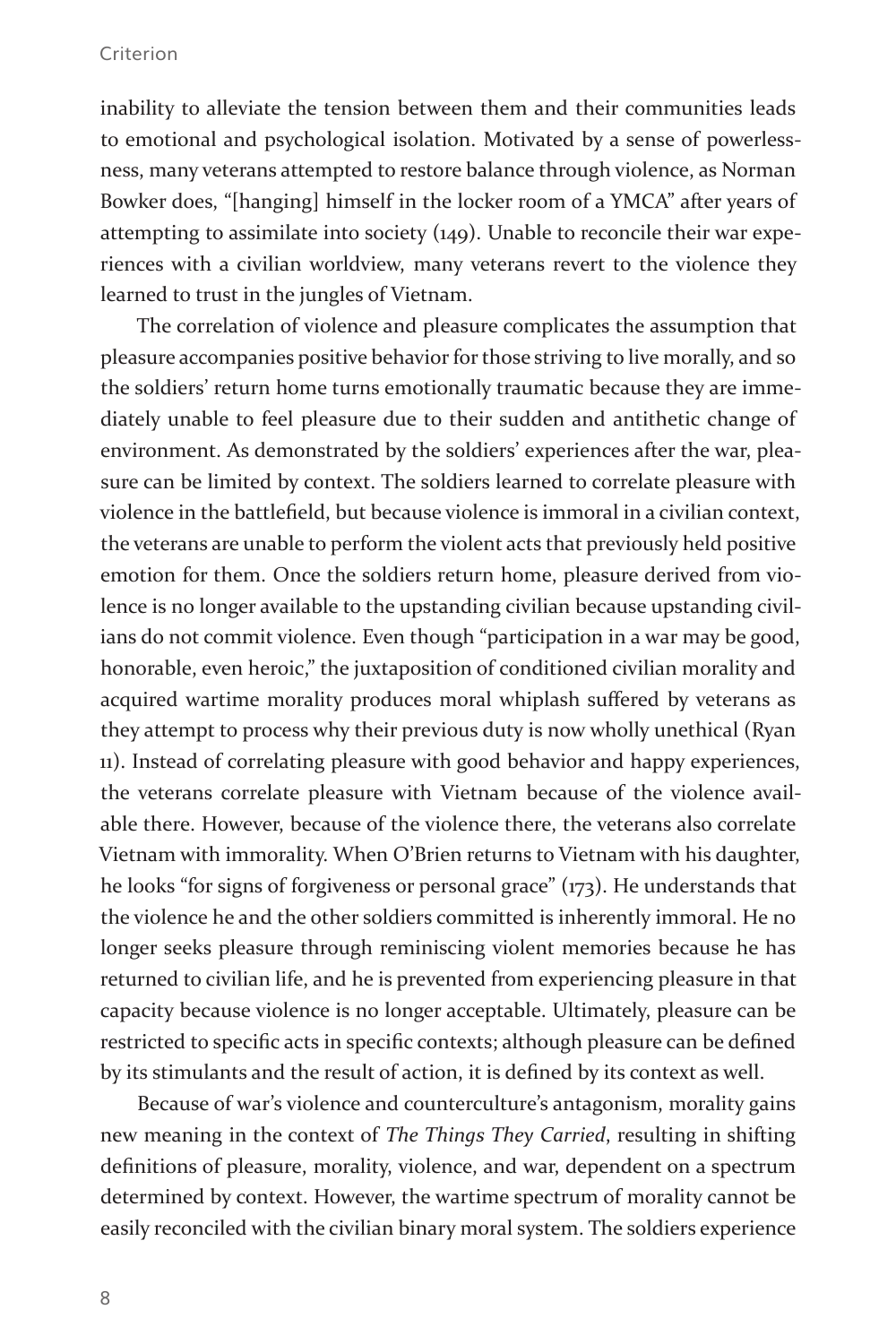inability to alleviate the tension between them and their communities leads to emotional and psychological isolation. Motivated by a sense of powerlessness, many veterans attempted to restore balance through violence, as Norman Bowker does, "[hanging] himself in the locker room of a YMCA" after years of attempting to assimilate into society (149). Unable to reconcile their war experiences with a civilian worldview, many veterans revert to the violence they learned to trust in the jungles of Vietnam.

The correlation of violence and pleasure complicates the assumption that pleasure accompanies positive behavior for those striving to live morally, and so the soldiers' return home turns emotionally traumatic because they are immediately unable to feel pleasure due to their sudden and antithetic change of environment. As demonstrated by the soldiers' experiences after the war, pleasure can be limited by context. The soldiers learned to correlate pleasure with violence in the battlefield, but because violence is immoral in a civilian context, the veterans are unable to perform the violent acts that previously held positive emotion for them. Once the soldiers return home, pleasure derived from violence is no longer available to the upstanding civilian because upstanding civilians do not commit violence. Even though "participation in a war may be good, honorable, even heroic," the juxtaposition of conditioned civilian morality and acquired wartime morality produces moral whiplash suffered by veterans as they attempt to process why their previous duty is now wholly unethical (Ryan 11). Instead of correlating pleasure with good behavior and happy experiences, the veterans correlate pleasure with Vietnam because of the violence available there. However, because of the violence there, the veterans also correlate Vietnam with immorality. When O'Brien returns to Vietnam with his daughter, he looks "for signs of forgiveness or personal grace" (173). He understands that the violence he and the other soldiers committed is inherently immoral. He no longer seeks pleasure through reminiscing violent memories because he has returned to civilian life, and he is prevented from experiencing pleasure in that capacity because violence is no longer acceptable. Ultimately, pleasure can be restricted to specific acts in specific contexts; although pleasure can be defined by its stimulants and the result of action, it is defined by its context as well.

Because of war's violence and counterculture's antagonism, morality gains new meaning in the context of *The Things They Carried*, resulting in shifting definitions of pleasure, morality, violence, and war, dependent on a spectrum determined by context. However, the wartime spectrum of morality cannot be easily reconciled with the civilian binary moral system. The soldiers experience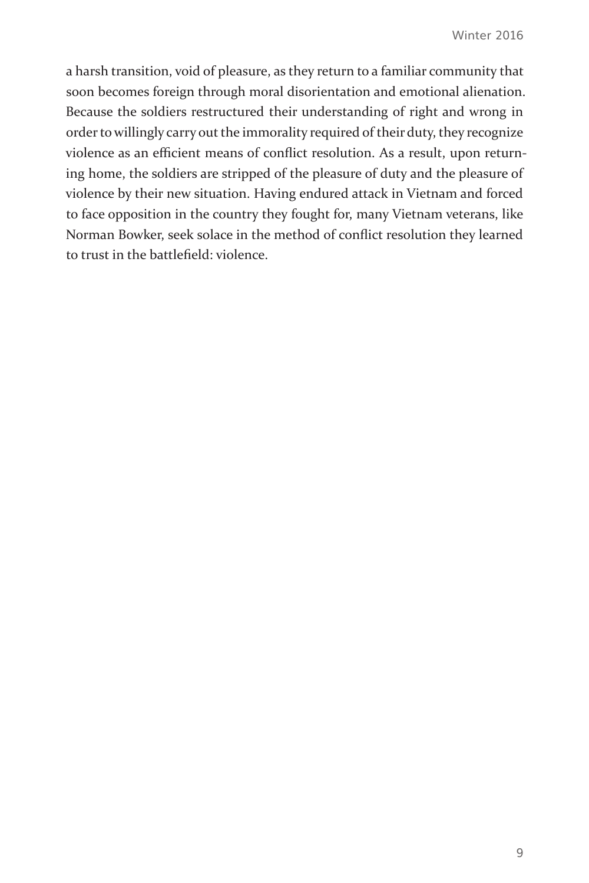a harsh transition, void of pleasure, as they return to a familiar community that soon becomes foreign through moral disorientation and emotional alienation. Because the soldiers restructured their understanding of right and wrong in order to willingly carry out the immorality required of their duty, they recognize violence as an efficient means of conflict resolution. As a result, upon returning home, the soldiers are stripped of the pleasure of duty and the pleasure of violence by their new situation. Having endured attack in Vietnam and forced to face opposition in the country they fought for, many Vietnam veterans, like Norman Bowker, seek solace in the method of conflict resolution they learned to trust in the battlefield: violence.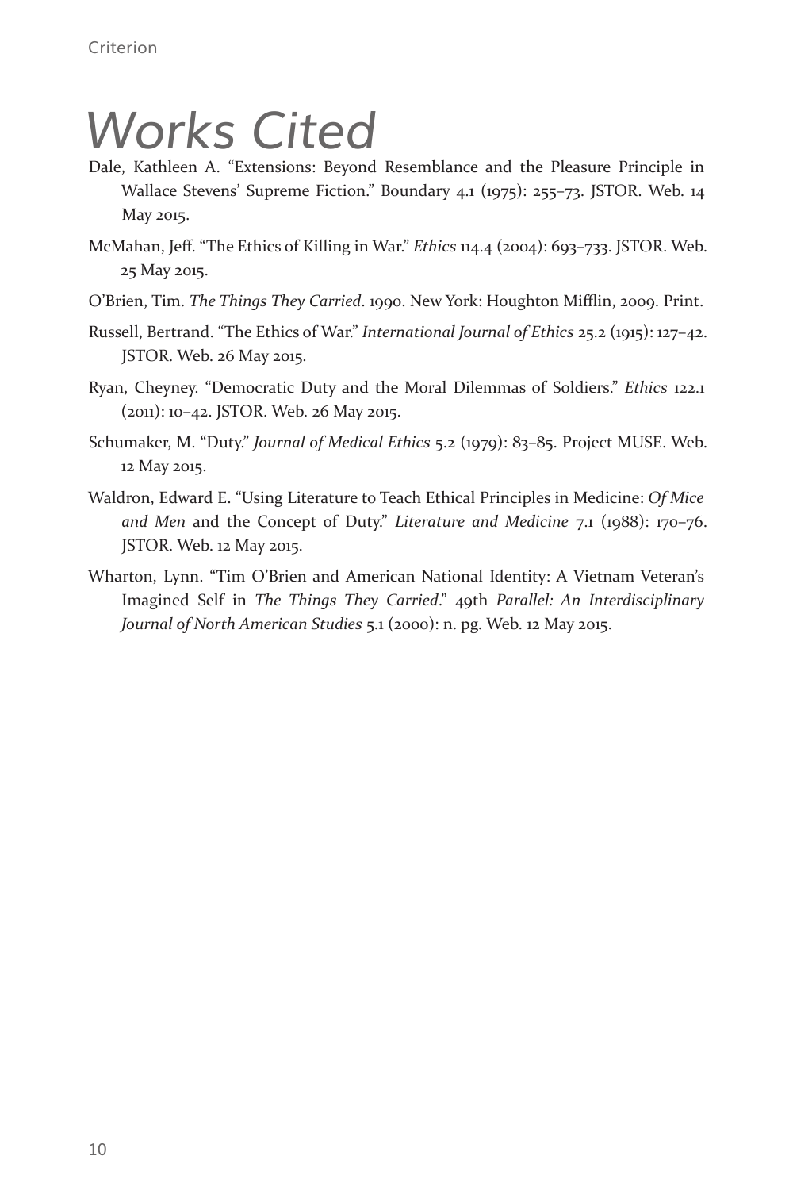# Works Cited

Dale, Kathleen A. "Extensions: Beyond Resemblance and the Pleasure Principle in Wallace Stevens' Supreme Fiction." Boundary 4.1 (1975): 255–73. JSTOR. Web. 14 May 2015.

McMahan, Jeff. "The Ethics of Killing in War." *Ethics* 114.4 (2004): 693–733. JSTOR. Web. 25 May 2015.

O'Brien, Tim. *The Things They Carried*. 1990. New York: Houghton Mifflin, 2009. Print.

Russell, Bertrand. "The Ethics of War." *International Journal of Ethics* 25.2 (1915): 127–42. JSTOR. Web. 26 May 2015.

Ryan, Cheyney. "Democratic Duty and the Moral Dilemmas of Soldiers." *Ethics* 122.1 (2011): 10–42. JSTOR. Web. 26 May 2015.

Schumaker, M. "Duty." *Journal of Medical Ethics* 5.2 (1979): 83–85. Project MUSE. Web. 12 May 2015.

Waldron, Edward E. "Using Literature to Teach Ethical Principles in Medicine: *Of Mice and Men* and the Concept of Duty." *Literature and Medicine* 7.1 (1988): 170–76. JSTOR. Web. 12 May 2015.

Wharton, Lynn. "Tim O'Brien and American National Identity: A Vietnam Veteran's Imagined Self in *The Things They Carried*." 49th *Parallel: An Interdisciplinary Journal of North American Studies* 5.1 (2000): n. pg. Web. 12 May 2015.